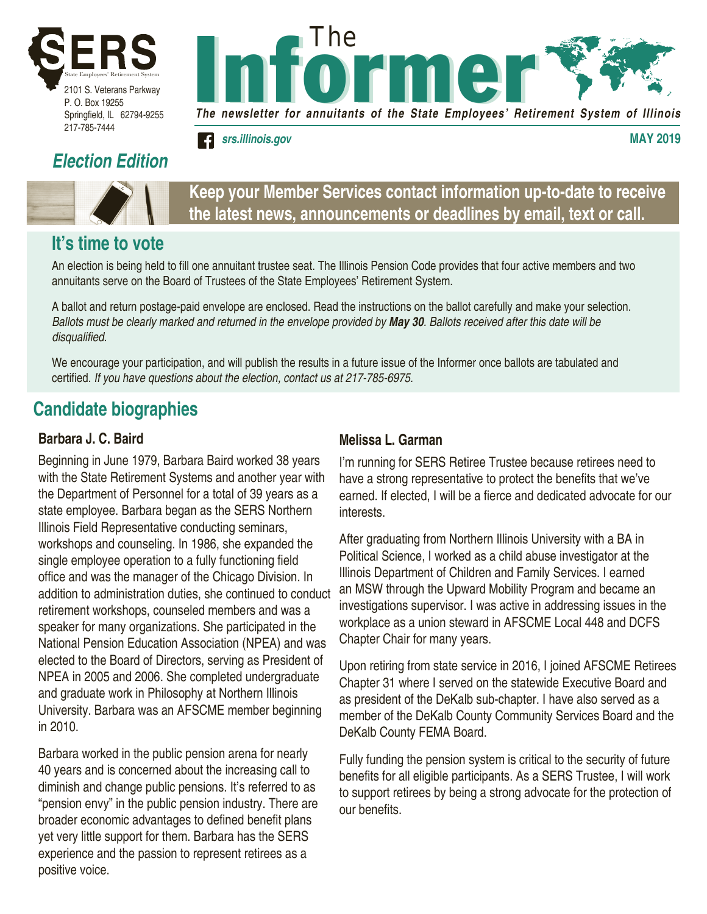SERS

State Employees' Retirement System

2101 S. Veterans Parkway
P. O. Box 19255
Springfield, IL 62794-9255
217-785-7444

# The Informer

*The newsletter for annuitants of the State Employees' Retirement System of Illinois*

*srs.illinois.gov*

**MAY 2019**

## *Election Edition*

**Keep your Member Services contact information up-to-date to receive the latest news, announcements or deadlines by email, text or call.**

## It's time to vote

An election is being held to fill one annuitant trustee seat. The Illinois Pension Code provides that four active members and two annuitants serve on the Board of Trustees of the State Employees' Retirement System.

A ballot and return postage-paid envelope are enclosed. Read the instructions on the ballot carefully and make your selection. *Ballots must be clearly marked and returned in the envelope provided by **May 30**. Ballots received after this date will be disqualified.*

We encourage your participation, and will publish the results in a future issue of the Informer once ballots are tabulated and certified. *If you have questions about the election, contact us at 217-785-6975.*

## Candidate biographies

### Barbara J. C. Baird

Beginning in June 1979, Barbara Baird worked 38 years with the State Retirement Systems and another year with the Department of Personnel for a total of 39 years as a state employee. Barbara began as the SERS Northern Illinois Field Representative conducting seminars, workshops and counseling. In 1986, she expanded the single employee operation to a fully functioning field office and was the manager of the Chicago Division. In addition to administration duties, she continued to conduct retirement workshops, counseled members and was a speaker for many organizations. She participated in the National Pension Education Association (NPEA) and was elected to the Board of Directors, serving as President of NPEA in 2005 and 2006. She completed undergraduate and graduate work in Philosophy at Northern Illinois University. Barbara was an AFSCME member beginning in 2010.

Barbara worked in the public pension arena for nearly 40 years and is concerned about the increasing call to diminish and change public pensions. It's referred to as "pension envy" in the public pension industry. There are broader economic advantages to defined benefit plans yet very little support for them. Barbara has the SERS experience and the passion to represent retirees as a positive voice.

### Melissa L. Garman

I'm running for SERS Retiree Trustee because retirees need to have a strong representative to protect the benefits that we've earned. If elected, I will be a fierce and dedicated advocate for our interests.

After graduating from Northern Illinois University with a BA in Political Science, I worked as a child abuse investigator at the Illinois Department of Children and Family Services. I earned an MSW through the Upward Mobility Program and became an investigations supervisor. I was active in addressing issues in the workplace as a union steward in AFSCME Local 448 and DCFS Chapter Chair for many years.

Upon retiring from state service in 2016, I joined AFSCME Retirees Chapter 31 where I served on the statewide Executive Board and as president of the DeKalb sub-chapter. I have also served as a member of the DeKalb County Community Services Board and the DeKalb County FEMA Board.

Fully funding the pension system is critical to the security of future benefits for all eligible participants. As a SERS Trustee, I will work to support retirees by being a strong advocate for the protection of our benefits.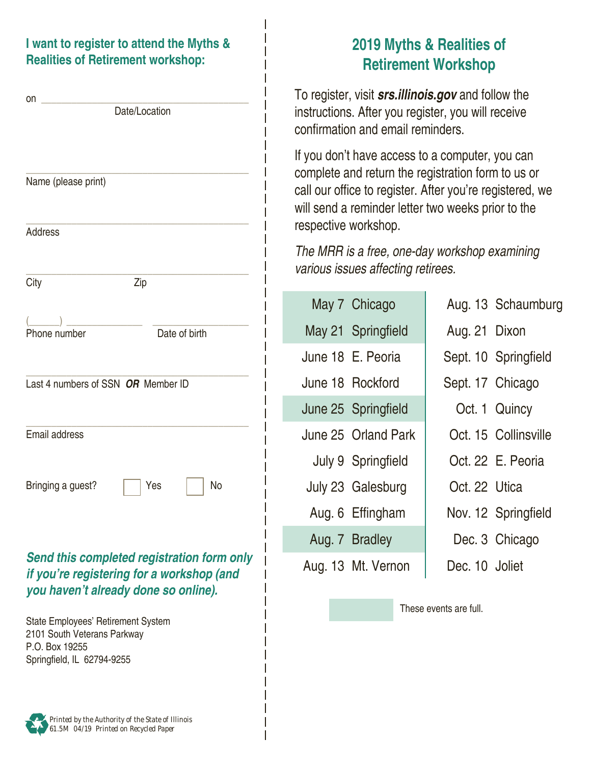## I want to register to attend the Myths & Realities of Retirement workshop:

on ______________________________
Date/Location

______________________________
Name (please print)

______________________________
Address

______________________________
City Zip

(______) ______________ ______________
Phone number Date of birth

______________________________
Last 4 numbers of SSN ***OR*** Member ID

______________________________
Email address

Bringing a guest? ☐ Yes ☐ No

***Send this completed registration form only if you're registering for a workshop (and you haven't already done so online).***

State Employees' Retirement System
2101 South Veterans Parkway
P.O. Box 19255
Springfield, IL 62794-9255

*Printed by the Authority of the State of Illinois*
*61.5M 04/19 Printed on Recycled Paper*

## 2019 Myths & Realities of Retirement Workshop

To register, visit ***srs.illinois.gov*** and follow the instructions. After you register, you will receive confirmation and email reminders.

If you don't have access to a computer, you can complete and return the registration form to us or call our office to register. After you're registered, we will send a reminder letter two weeks prior to the respective workshop.

*The MRR is a free, one-day workshop examining various issues affecting retirees.*

| | | | |
|---|---|---|---|
| May 7 | Chicago (full) | Aug. 13 | Schaumburg |
| May 21 | Springfield (full) | Aug. 21 | Dixon |
| June 18 | E. Peoria | Sept. 10 | Springfield |
| June 18 | Rockford | Sept. 17 | Chicago |
| June 25 | Springfield (full) | Oct. 1 | Quincy |
| June 25 | Orland Park | Oct. 15 | Collinsville |
| July 9 | Springfield | Oct. 22 | E. Peoria |
| July 23 | Galesburg | Oct. 22 | Utica |
| Aug. 6 | Effingham | Nov. 12 | Springfield |
| Aug. 7 | Bradley (full) | Dec. 3 | Chicago |
| Aug. 13 | Mt. Vernon | Dec. 10 | Joliet |

These events are full. (shaded events, marked "(full)" above)